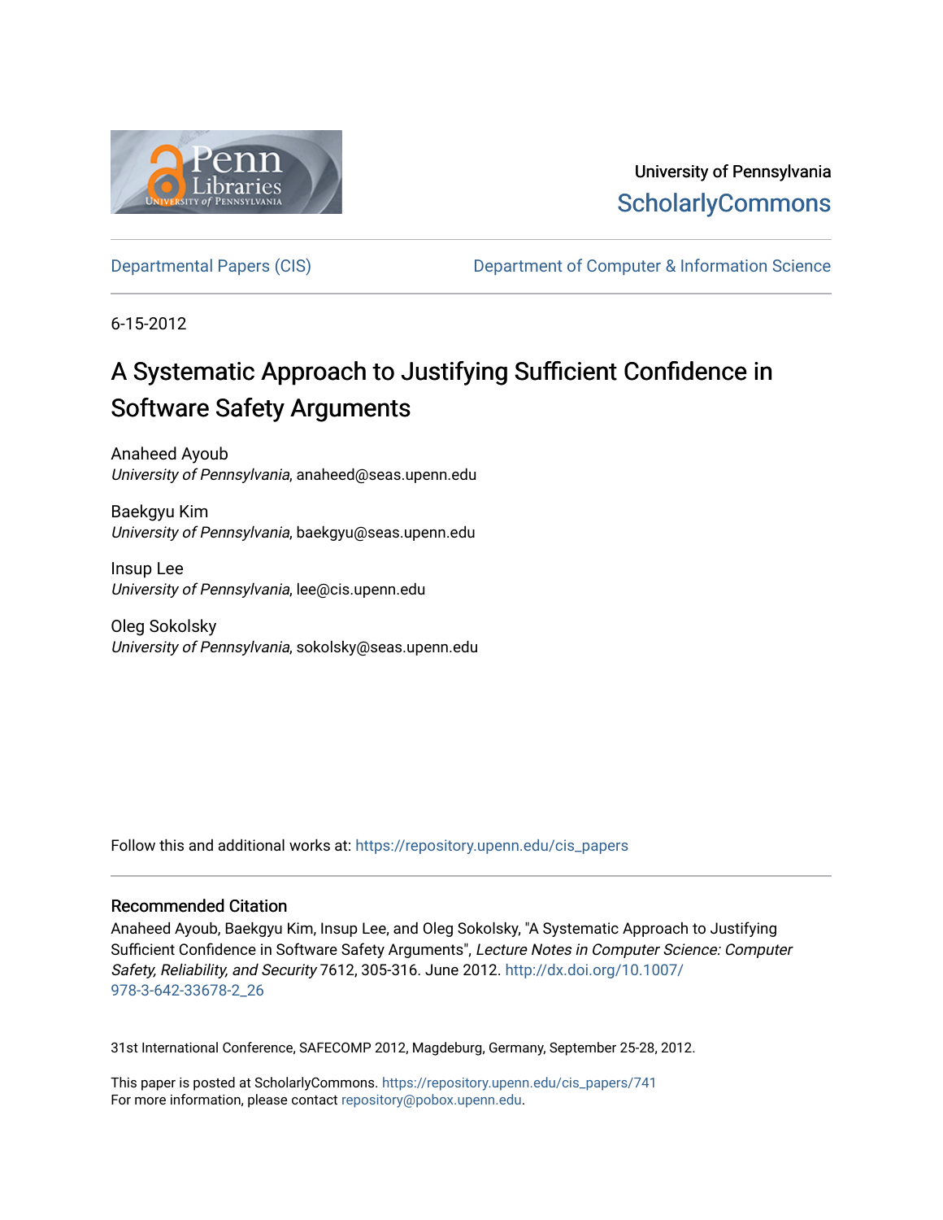University of Pennsylvania
ScholarlyCommons

Departmental Papers (CIS) | Department of Computer & Information Science

6-15-2012

# A Systematic Approach to Justifying Sufficient Confidence in Software Safety Arguments

Anaheed Ayoub
*University of Pennsylvania*, anaheed@seas.upenn.edu

Baekgyu Kim
*University of Pennsylvania*, baekgyu@seas.upenn.edu

Insup Lee
*University of Pennsylvania*, lee@cis.upenn.edu

Oleg Sokolsky
*University of Pennsylvania*, sokolsky@seas.upenn.edu

Follow this and additional works at: https://repository.upenn.edu/cis_papers

## Recommended Citation

Anaheed Ayoub, Baekgyu Kim, Insup Lee, and Oleg Sokolsky, "A Systematic Approach to Justifying Sufficient Confidence in Software Safety Arguments", *Lecture Notes in Computer Science: Computer Safety, Reliability, and Security* 7612, 305-316. June 2012. http://dx.doi.org/10.1007/978-3-642-33678-2_26

31st International Conference, SAFECOMP 2012, Magdeburg, Germany, September 25-28, 2012.

This paper is posted at ScholarlyCommons. https://repository.upenn.edu/cis_papers/741
For more information, please contact repository@pobox.upenn.edu.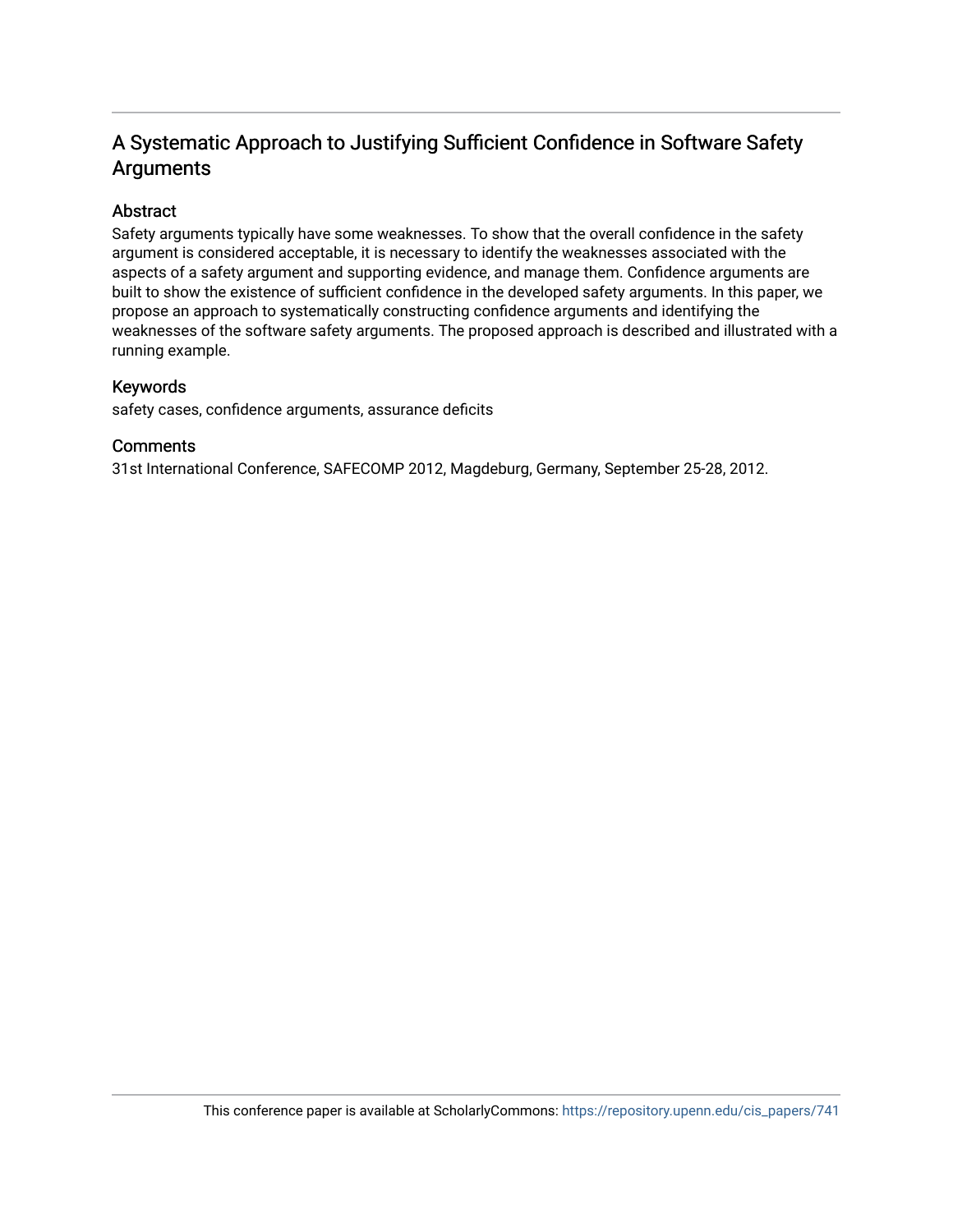# A Systematic Approach to Justifying Sufficient Confidence in Software Safety Arguments

## Abstract

Safety arguments typically have some weaknesses. To show that the overall confidence in the safety argument is considered acceptable, it is necessary to identify the weaknesses associated with the aspects of a safety argument and supporting evidence, and manage them. Confidence arguments are built to show the existence of sufficient confidence in the developed safety arguments. In this paper, we propose an approach to systematically constructing confidence arguments and identifying the weaknesses of the software safety arguments. The proposed approach is described and illustrated with a running example.

## Keywords

safety cases, confidence arguments, assurance deficits

## Comments

31st International Conference, SAFECOMP 2012, Magdeburg, Germany, September 25-28, 2012.

This conference paper is available at ScholarlyCommons: https://repository.upenn.edu/cis_papers/741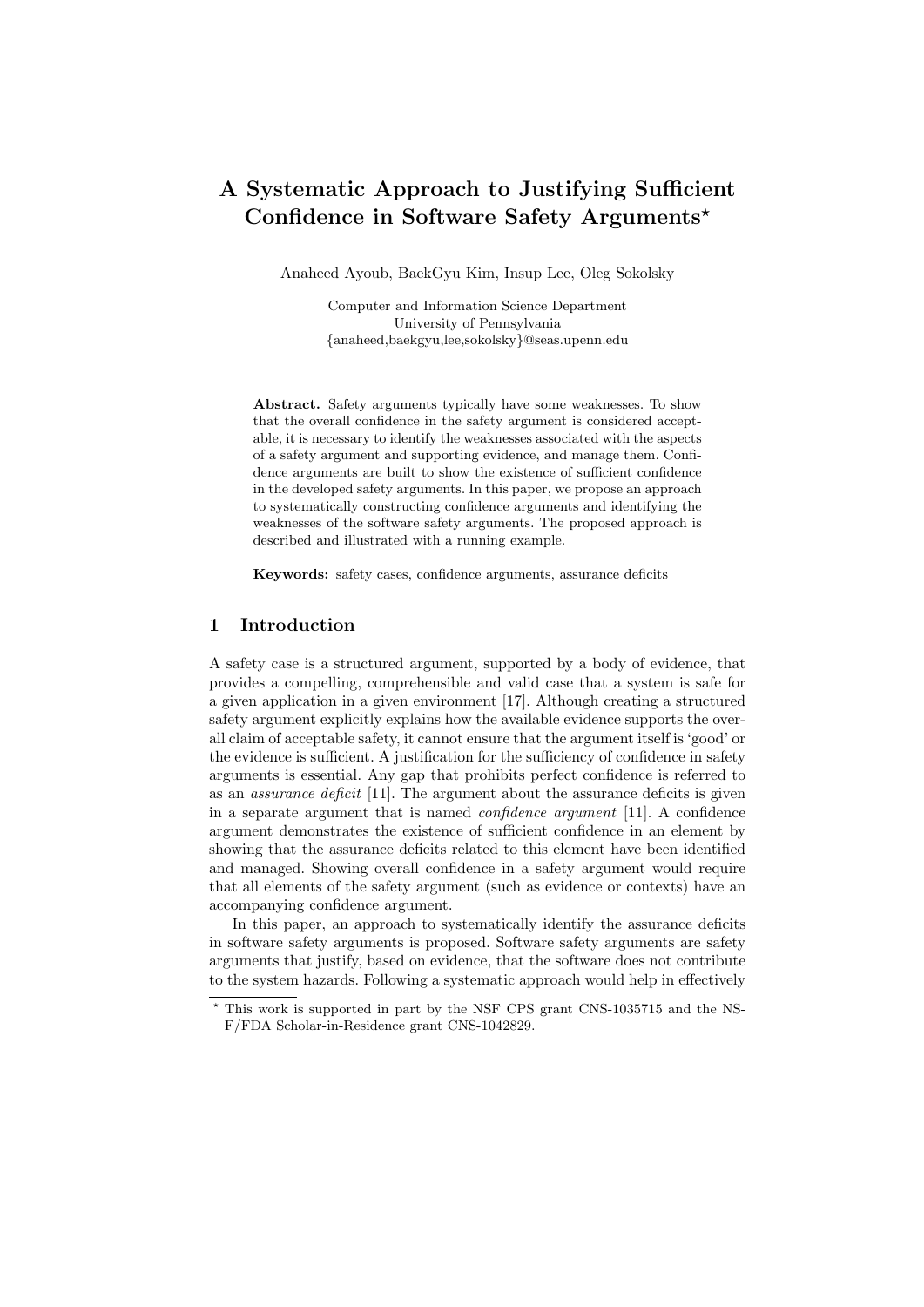# A Systematic Approach to Justifying Sufficient Confidence in Software Safety Arguments*

Anaheed Ayoub, BaekGyu Kim, Insup Lee, Oleg Sokolsky

Computer and Information Science Department
University of Pennsylvania
{anaheed,baekgyu,lee,sokolsky}@seas.upenn.edu

**Abstract.** Safety arguments typically have some weaknesses. To show that the overall confidence in the safety argument is considered acceptable, it is necessary to identify the weaknesses associated with the aspects of a safety argument and supporting evidence, and manage them. Confidence arguments are built to show the existence of sufficient confidence in the developed safety arguments. In this paper, we propose an approach to systematically constructing confidence arguments and identifying the weaknesses of the software safety arguments. The proposed approach is described and illustrated with a running example.

**Keywords:** safety cases, confidence arguments, assurance deficits

## 1 Introduction

A safety case is a structured argument, supported by a body of evidence, that provides a compelling, comprehensible and valid case that a system is safe for a given application in a given environment [17]. Although creating a structured safety argument explicitly explains how the available evidence supports the overall claim of acceptable safety, it cannot ensure that the argument itself is 'good' or the evidence is sufficient. A justification for the sufficiency of confidence in safety arguments is essential. Any gap that prohibits perfect confidence is referred to as an *assurance deficit* [11]. The argument about the assurance deficits is given in a separate argument that is named *confidence argument* [11]. A confidence argument demonstrates the existence of sufficient confidence in an element by showing that the assurance deficits related to this element have been identified and managed. Showing overall confidence in a safety argument would require that all elements of the safety argument (such as evidence or contexts) have an accompanying confidence argument.

In this paper, an approach to systematically identify the assurance deficits in software safety arguments is proposed. Software safety arguments are safety arguments that justify, based on evidence, that the software does not contribute to the system hazards. Following a systematic approach would help in effectively

---

* This work is supported in part by the NSF CPS grant CNS-1035715 and the NSF/FDA Scholar-in-Residence grant CNS-1042829.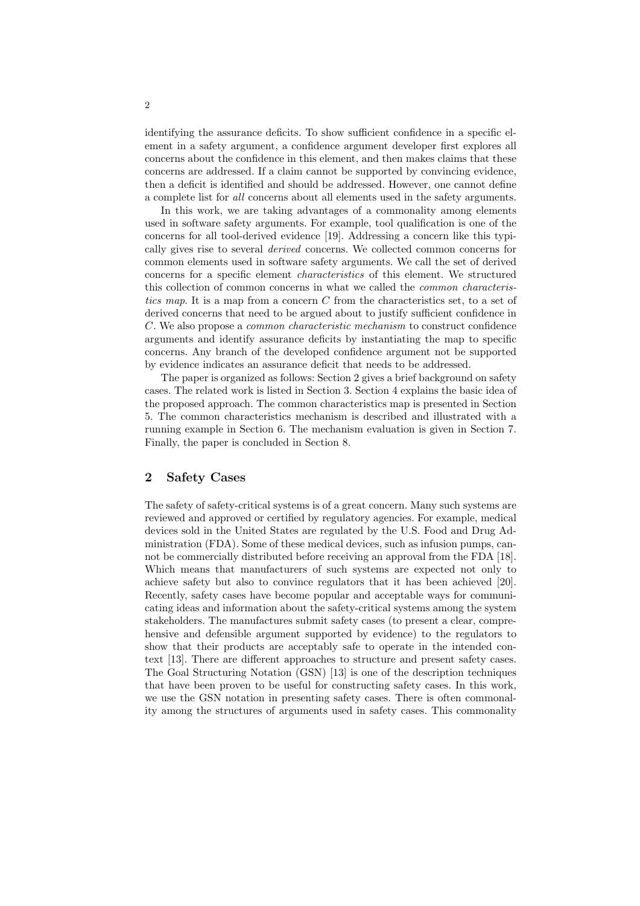identifying the assurance deficits. To show sufficient confidence in a specific element in a safety argument, a confidence argument developer first explores all concerns about the confidence in this element, and then makes claims that these concerns are addressed. If a claim cannot be supported by convincing evidence, then a deficit is identified and should be addressed. However, one cannot define a complete list for *all* concerns about all elements used in the safety arguments.

In this work, we are taking advantages of a commonality among elements used in software safety arguments. For example, tool qualification is one of the concerns for all tool-derived evidence [19]. Addressing a concern like this typically gives rise to several *derived* concerns. We collected common concerns for common elements used in software safety arguments. We call the set of derived concerns for a specific element *characteristics* of this element. We structured this collection of common concerns in what we called the *common characteristics map*. It is a map from a concern $C$ from the characteristics set, to a set of derived concerns that need to be argued about to justify sufficient confidence in $C$. We also propose a *common characteristic mechanism* to construct confidence arguments and identify assurance deficits by instantiating the map to specific concerns. Any branch of the developed confidence argument not be supported by evidence indicates an assurance deficit that needs to be addressed.

The paper is organized as follows: Section 2 gives a brief background on safety cases. The related work is listed in Section 3. Section 4 explains the basic idea of the proposed approach. The common characteristics map is presented in Section 5. The common characteristics mechanism is described and illustrated with a running example in Section 6. The mechanism evaluation is given in Section 7. Finally, the paper is concluded in Section 8.

## 2 Safety Cases

The safety of safety-critical systems is of a great concern. Many such systems are reviewed and approved or certified by regulatory agencies. For example, medical devices sold in the United States are regulated by the U.S. Food and Drug Administration (FDA). Some of these medical devices, such as infusion pumps, cannot be commercially distributed before receiving an approval from the FDA [18]. Which means that manufacturers of such systems are expected not only to achieve safety but also to convince regulators that it has been achieved [20]. Recently, safety cases have become popular and acceptable ways for communicating ideas and information about the safety-critical systems among the system stakeholders. The manufactures submit safety cases (to present a clear, comprehensive and defensible argument supported by evidence) to the regulators to show that their products are acceptably safe to operate in the intended context [13]. There are different approaches to structure and present safety cases. The Goal Structuring Notation (GSN) [13] is one of the description techniques that have been proven to be useful for constructing safety cases. In this work, we use the GSN notation in presenting safety cases. There is often commonality among the structures of arguments used in safety cases. This commonality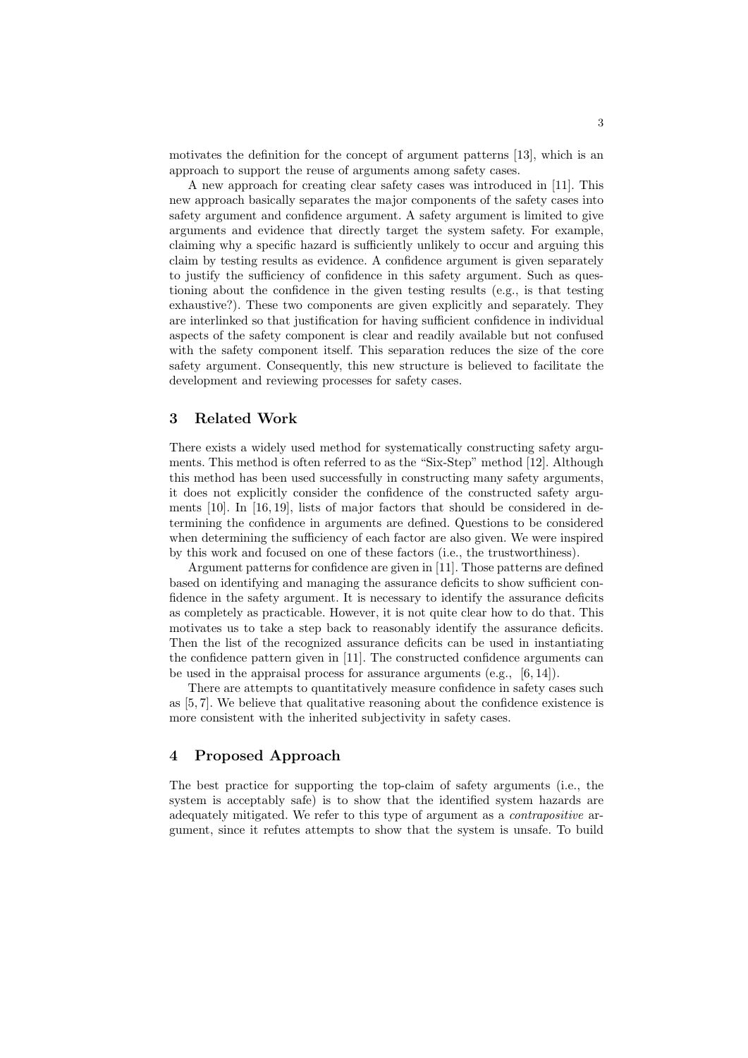motivates the definition for the concept of argument patterns [13], which is an approach to support the reuse of arguments among safety cases.

A new approach for creating clear safety cases was introduced in [11]. This new approach basically separates the major components of the safety cases into safety argument and confidence argument. A safety argument is limited to give arguments and evidence that directly target the system safety. For example, claiming why a specific hazard is sufficiently unlikely to occur and arguing this claim by testing results as evidence. A confidence argument is given separately to justify the sufficiency of confidence in this safety argument. Such as questioning about the confidence in the given testing results (e.g., is that testing exhaustive?). These two components are given explicitly and separately. They are interlinked so that justification for having sufficient confidence in individual aspects of the safety component is clear and readily available but not confused with the safety component itself. This separation reduces the size of the core safety argument. Consequently, this new structure is believed to facilitate the development and reviewing processes for safety cases.

## 3 Related Work

There exists a widely used method for systematically constructing safety arguments. This method is often referred to as the "Six-Step" method [12]. Although this method has been used successfully in constructing many safety arguments, it does not explicitly consider the confidence of the constructed safety arguments [10]. In [16, 19], lists of major factors that should be considered in determining the confidence in arguments are defined. Questions to be considered when determining the sufficiency of each factor are also given. We were inspired by this work and focused on one of these factors (i.e., the trustworthiness).

Argument patterns for confidence are given in [11]. Those patterns are defined based on identifying and managing the assurance deficits to show sufficient confidence in the safety argument. It is necessary to identify the assurance deficits as completely as practicable. However, it is not quite clear how to do that. This motivates us to take a step back to reasonably identify the assurance deficits. Then the list of the recognized assurance deficits can be used in instantiating the confidence pattern given in [11]. The constructed confidence arguments can be used in the appraisal process for assurance arguments (e.g., [6, 14]).

There are attempts to quantitatively measure confidence in safety cases such as [5, 7]. We believe that qualitative reasoning about the confidence existence is more consistent with the inherited subjectivity in safety cases.

## 4 Proposed Approach

The best practice for supporting the top-claim of safety arguments (i.e., the system is acceptably safe) is to show that the identified system hazards are adequately mitigated. We refer to this type of argument as a *contrapositive* argument, since it refutes attempts to show that the system is unsafe. To build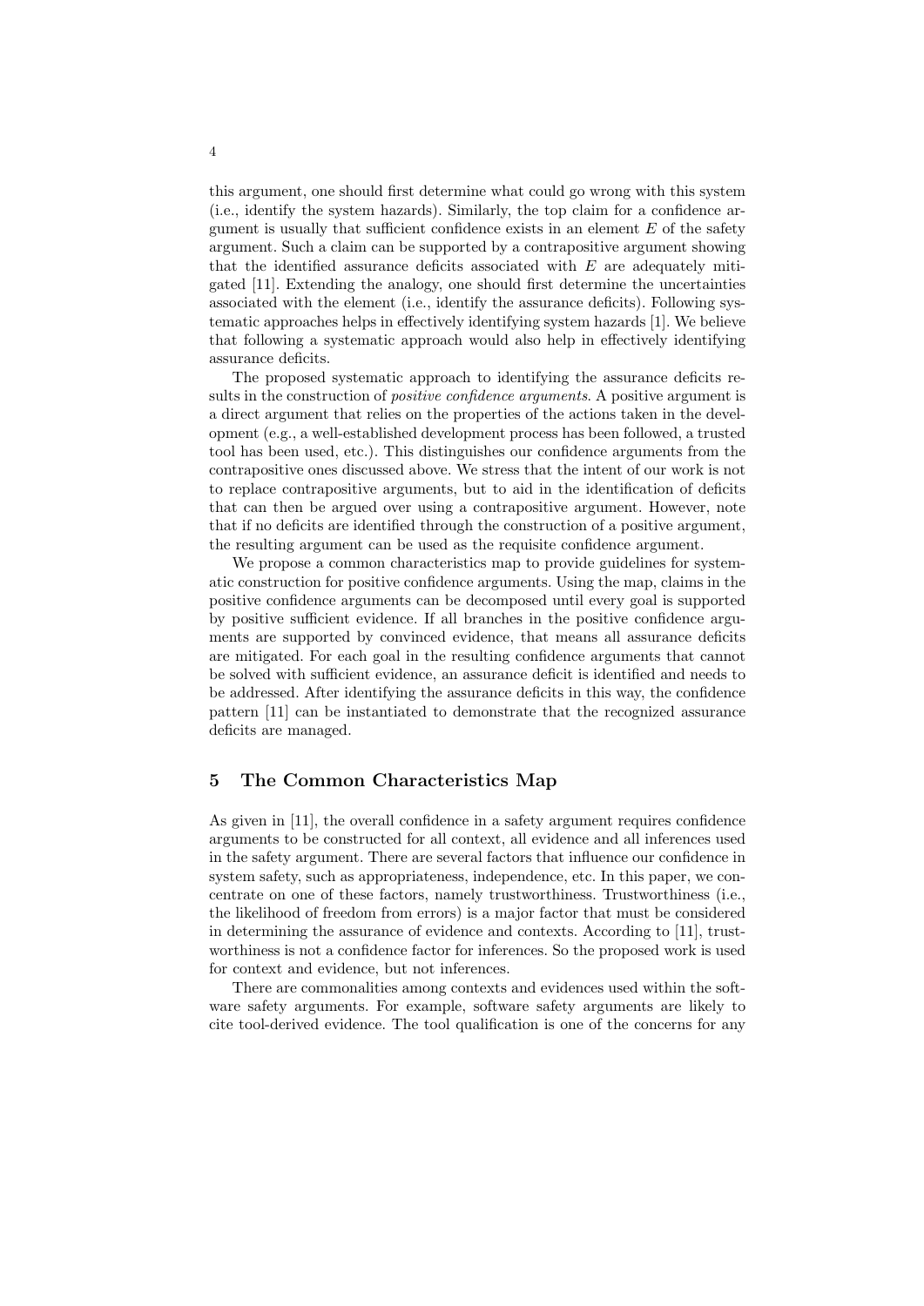this argument, one should first determine what could go wrong with this system (i.e., identify the system hazards). Similarly, the top claim for a confidence argument is usually that sufficient confidence exists in an element $E$ of the safety argument. Such a claim can be supported by a contrapositive argument showing that the identified assurance deficits associated with $E$ are adequately mitigated [11]. Extending the analogy, one should first determine the uncertainties associated with the element (i.e., identify the assurance deficits). Following systematic approaches helps in effectively identifying system hazards [1]. We believe that following a systematic approach would also help in effectively identifying assurance deficits.

The proposed systematic approach to identifying the assurance deficits results in the construction of *positive confidence arguments*. A positive argument is a direct argument that relies on the properties of the actions taken in the development (e.g., a well-established development process has been followed, a trusted tool has been used, etc.). This distinguishes our confidence arguments from the contrapositive ones discussed above. We stress that the intent of our work is not to replace contrapositive arguments, but to aid in the identification of deficits that can then be argued over using a contrapositive argument. However, note that if no deficits are identified through the construction of a positive argument, the resulting argument can be used as the requisite confidence argument.

We propose a common characteristics map to provide guidelines for systematic construction for positive confidence arguments. Using the map, claims in the positive confidence arguments can be decomposed until every goal is supported by positive sufficient evidence. If all branches in the positive confidence arguments are supported by convinced evidence, that means all assurance deficits are mitigated. For each goal in the resulting confidence arguments that cannot be solved with sufficient evidence, an assurance deficit is identified and needs to be addressed. After identifying the assurance deficits in this way, the confidence pattern [11] can be instantiated to demonstrate that the recognized assurance deficits are managed.

## 5 The Common Characteristics Map

As given in [11], the overall confidence in a safety argument requires confidence arguments to be constructed for all context, all evidence and all inferences used in the safety argument. There are several factors that influence our confidence in system safety, such as appropriateness, independence, etc. In this paper, we concentrate on one of these factors, namely trustworthiness. Trustworthiness (i.e., the likelihood of freedom from errors) is a major factor that must be considered in determining the assurance of evidence and contexts. According to [11], trustworthiness is not a confidence factor for inferences. So the proposed work is used for context and evidence, but not inferences.

There are commonalities among contexts and evidences used within the software safety arguments. For example, software safety arguments are likely to cite tool-derived evidence. The tool qualification is one of the concerns for any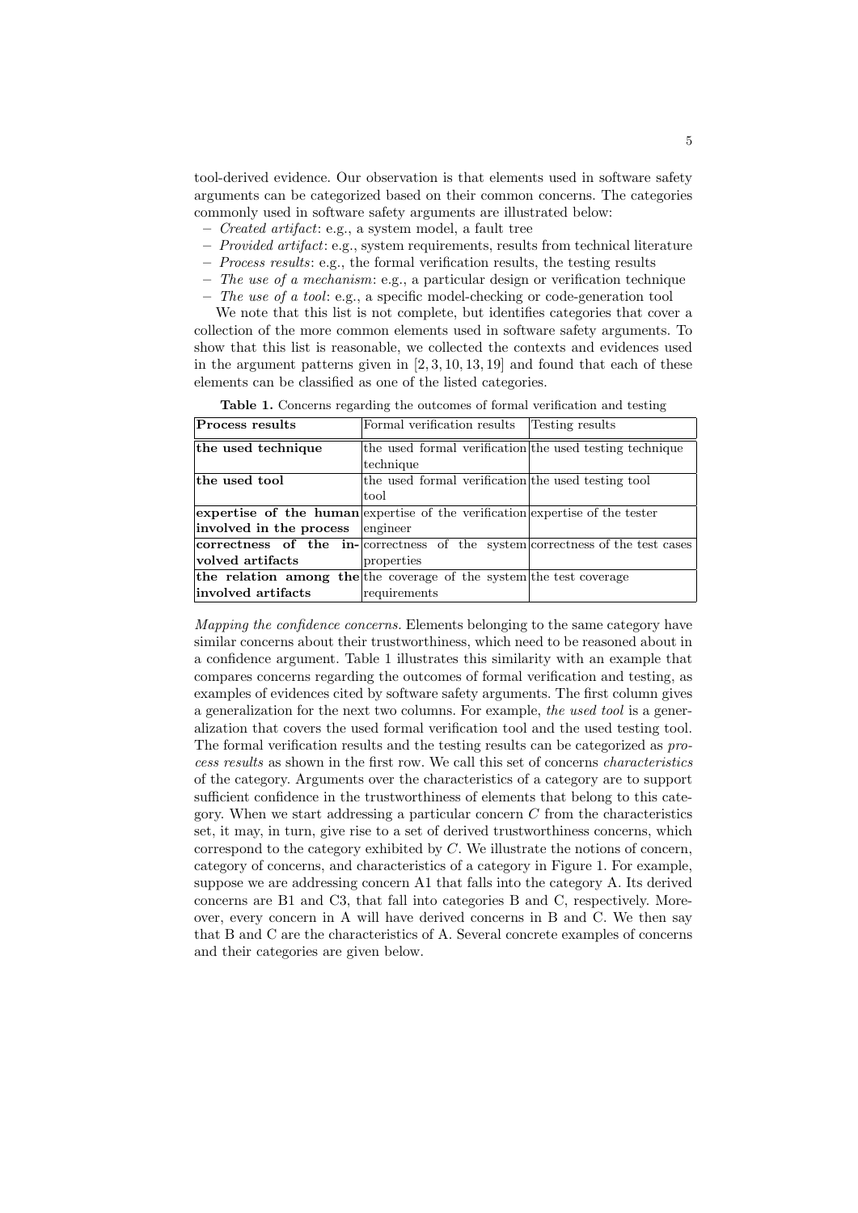tool-derived evidence. Our observation is that elements used in software safety arguments can be categorized based on their common concerns. The categories commonly used in software safety arguments are illustrated below:

- *Created artifact*: e.g., a system model, a fault tree
- *Provided artifact*: e.g., system requirements, results from technical literature
- *Process results*: e.g., the formal verification results, the testing results
- *The use of a mechanism*: e.g., a particular design or verification technique
- *The use of a tool*: e.g., a specific model-checking or code-generation tool

We note that this list is not complete, but identifies categories that cover a collection of the more common elements used in software safety arguments. To show that this list is reasonable, we collected the contexts and evidences used in the argument patterns given in [2, 3, 10, 13, 19] and found that each of these elements can be classified as one of the listed categories.

**Table 1.** Concerns regarding the outcomes of formal verification and testing

| **Process results** | Formal verification results | Testing results |
|---|---|---|
| **the used technique** | the used formal verification technique | the used testing technique |
| **the used tool** | the used formal verification tool | the used testing tool |
| **expertise of the human involved in the process** | expertise of the verification engineer | expertise of the tester |
| **correctness of the involved artifacts** | correctness of the system properties | correctness of the test cases |
| **the relation among the involved artifacts** | the coverage of the system requirements | the test coverage |

*Mapping the confidence concerns.* Elements belonging to the same category have similar concerns about their trustworthiness, which need to be reasoned about in a confidence argument. Table 1 illustrates this similarity with an example that compares concerns regarding the outcomes of formal verification and testing, as examples of evidences cited by software safety arguments. The first column gives a generalization for the next two columns. For example, *the used tool* is a generalization that covers the used formal verification tool and the used testing tool. The formal verification results and the testing results can be categorized as *process results* as shown in the first row. We call this set of concerns *characteristics* of the category. Arguments over the characteristics of a category are to support sufficient confidence in the trustworthiness of elements that belong to this category. When we start addressing a particular concern $C$ from the characteristics set, it may, in turn, give rise to a set of derived trustworthiness concerns, which correspond to the category exhibited by $C$. We illustrate the notions of concern, category of concerns, and characteristics of a category in Figure 1. For example, suppose we are addressing concern A1 that falls into the category A. Its derived concerns are B1 and C3, that fall into categories B and C, respectively. Moreover, every concern in A will have derived concerns in B and C. We then say that B and C are the characteristics of A. Several concrete examples of concerns and their categories are given below.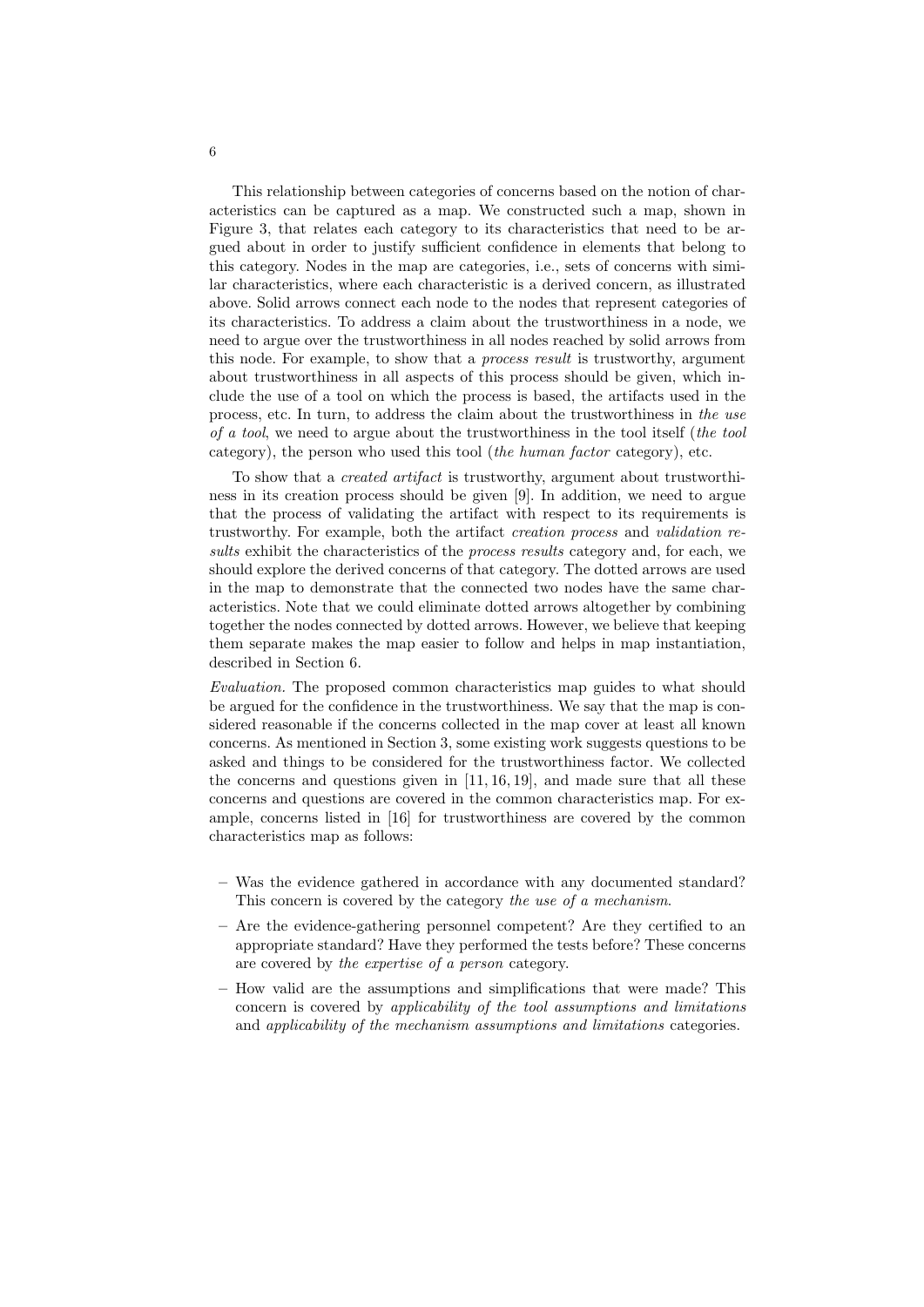This relationship between categories of concerns based on the notion of characteristics can be captured as a map. We constructed such a map, shown in Figure 3, that relates each category to its characteristics that need to be argued about in order to justify sufficient confidence in elements that belong to this category. Nodes in the map are categories, i.e., sets of concerns with similar characteristics, where each characteristic is a derived concern, as illustrated above. Solid arrows connect each node to the nodes that represent categories of its characteristics. To address a claim about the trustworthiness in a node, we need to argue over the trustworthiness in all nodes reached by solid arrows from this node. For example, to show that a *process result* is trustworthy, argument about trustworthiness in all aspects of this process should be given, which include the use of a tool on which the process is based, the artifacts used in the process, etc. In turn, to address the claim about the trustworthiness in *the use of a tool*, we need to argue about the trustworthiness in the tool itself (*the tool* category), the person who used this tool (*the human factor* category), etc.

To show that a *created artifact* is trustworthy, argument about trustworthiness in its creation process should be given [9]. In addition, we need to argue that the process of validating the artifact with respect to its requirements is trustworthy. For example, both the artifact *creation process* and *validation results* exhibit the characteristics of the *process results* category and, for each, we should explore the derived concerns of that category. The dotted arrows are used in the map to demonstrate that the connected two nodes have the same characteristics. Note that we could eliminate dotted arrows altogether by combining together the nodes connected by dotted arrows. However, we believe that keeping them separate makes the map easier to follow and helps in map instantiation, described in Section 6.

*Evaluation.* The proposed common characteristics map guides to what should be argued for the confidence in the trustworthiness. We say that the map is considered reasonable if the concerns collected in the map cover at least all known concerns. As mentioned in Section 3, some existing work suggests questions to be asked and things to be considered for the trustworthiness factor. We collected the concerns and questions given in [11, 16, 19], and made sure that all these concerns and questions are covered in the common characteristics map. For example, concerns listed in [16] for trustworthiness are covered by the common characteristics map as follows:

- Was the evidence gathered in accordance with any documented standard? This concern is covered by the category *the use of a mechanism*.
- Are the evidence-gathering personnel competent? Are they certified to an appropriate standard? Have they performed the tests before? These concerns are covered by *the expertise of a person* category.
- How valid are the assumptions and simplifications that were made? This concern is covered by *applicability of the tool assumptions and limitations* and *applicability of the mechanism assumptions and limitations* categories.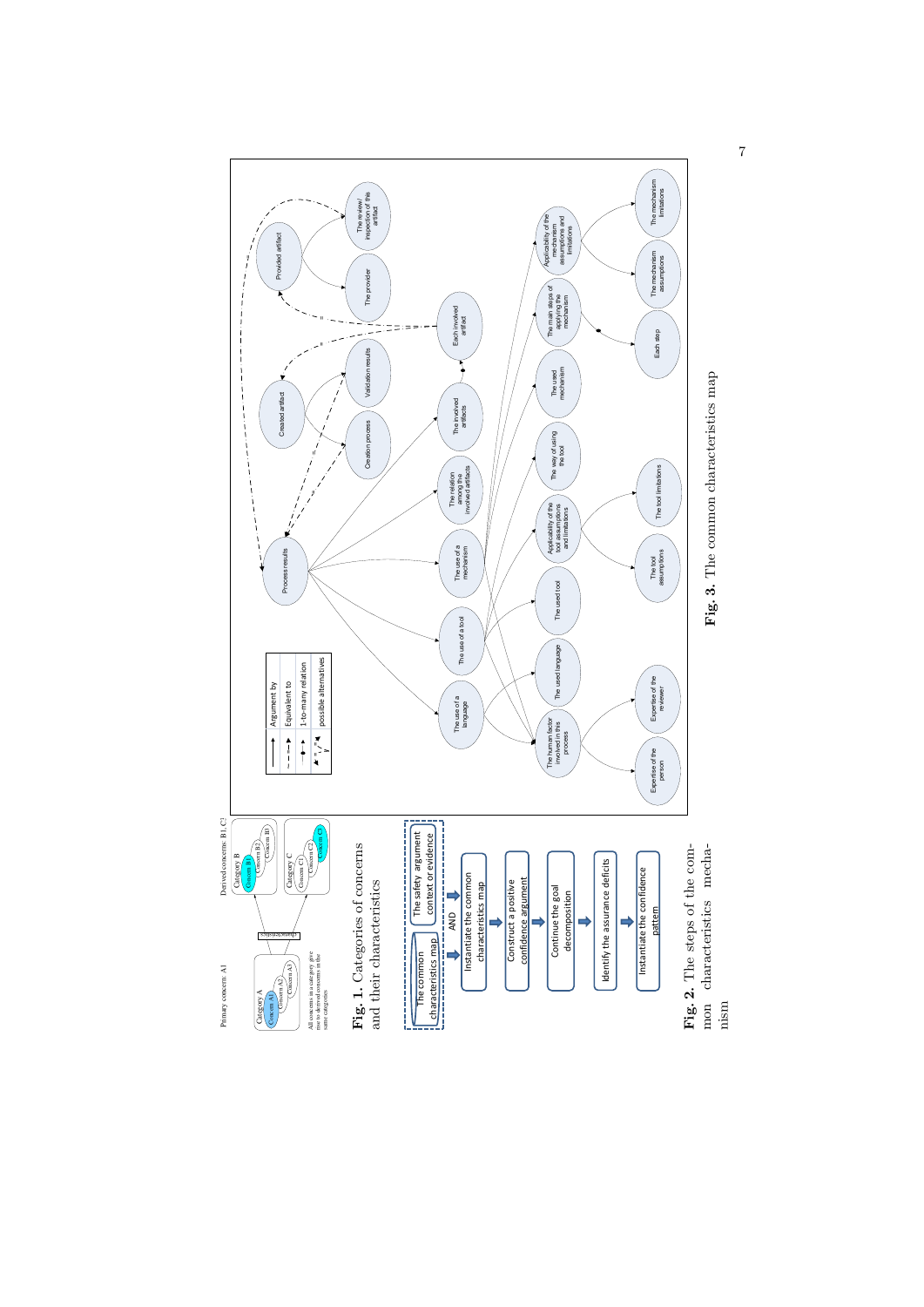**Fig. 1.** Categories of concerns and their characteristics

**Fig. 2.** The steps of the common characteristics mechanism

**Fig. 3.** The common characteristics map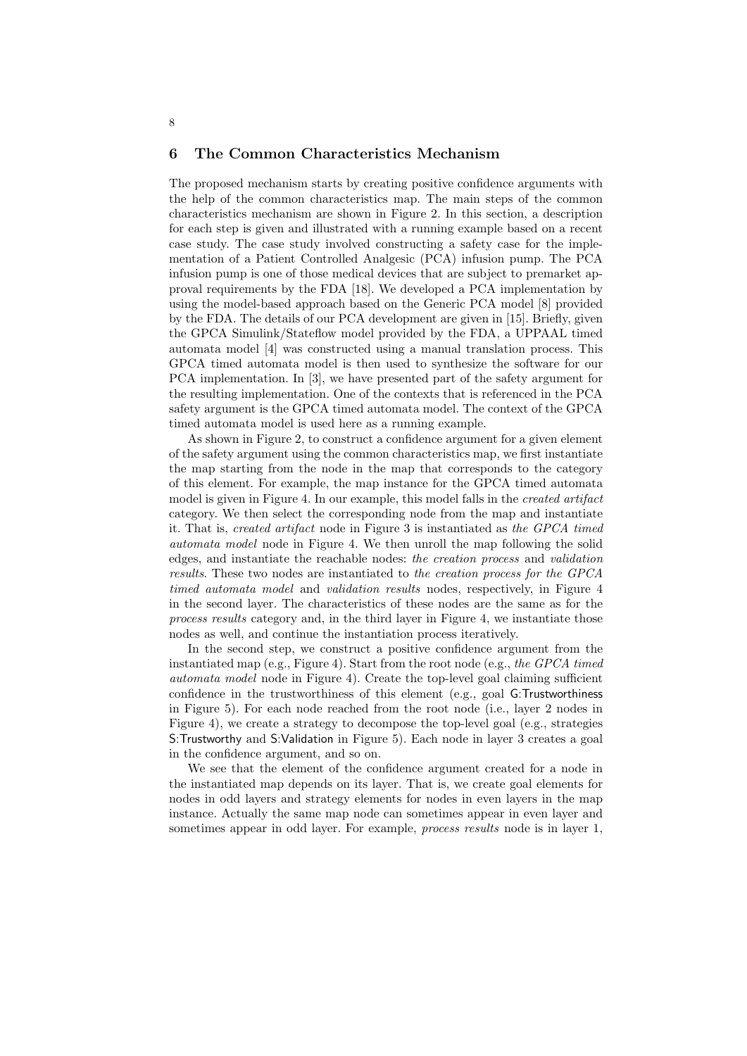## 6 The Common Characteristics Mechanism

The proposed mechanism starts by creating positive confidence arguments with the help of the common characteristics map. The main steps of the common characteristics mechanism are shown in Figure 2. In this section, a description for each step is given and illustrated with a running example based on a recent case study. The case study involved constructing a safety case for the implementation of a Patient Controlled Analgesic (PCA) infusion pump. The PCA infusion pump is one of those medical devices that are subject to premarket approval requirements by the FDA [18]. We developed a PCA implementation by using the model-based approach based on the Generic PCA model [8] provided by the FDA. The details of our PCA development are given in [15]. Briefly, given the GPCA Simulink/Stateflow model provided by the FDA, a UPPAAL timed automata model [4] was constructed using a manual translation process. This GPCA timed automata model is then used to synthesize the software for our PCA implementation. In [3], we have presented part of the safety argument for the resulting implementation. One of the contexts that is referenced in the PCA safety argument is the GPCA timed automata model. The context of the GPCA timed automata model is used here as a running example.

As shown in Figure 2, to construct a confidence argument for a given element of the safety argument using the common characteristics map, we first instantiate the map starting from the node in the map that corresponds to the category of this element. For example, the map instance for the GPCA timed automata model is given in Figure 4. In our example, this model falls in the *created artifact* category. We then select the corresponding node from the map and instantiate it. That is, *created artifact* node in Figure 3 is instantiated as *the GPCA timed automata model* node in Figure 4. We then unroll the map following the solid edges, and instantiate the reachable nodes: *the creation process* and *validation results*. These two nodes are instantiated to *the creation process for the GPCA timed automata model* and *validation results* nodes, respectively, in Figure 4 in the second layer. The characteristics of these nodes are the same as for the *process results* category and, in the third layer in Figure 4, we instantiate those nodes as well, and continue the instantiation process iteratively.

In the second step, we construct a positive confidence argument from the instantiated map (e.g., Figure 4). Start from the root node (e.g., *the GPCA timed automata model* node in Figure 4). Create the top-level goal claiming sufficient confidence in the trustworthiness of this element (e.g., goal G:Trustworthiness in Figure 5). For each node reached from the root node (i.e., layer 2 nodes in Figure 4), we create a strategy to decompose the top-level goal (e.g., strategies S:Trustworthy and S:Validation in Figure 5). Each node in layer 3 creates a goal in the confidence argument, and so on.

We see that the element of the confidence argument created for a node in the instantiated map depends on its layer. That is, we create goal elements for nodes in odd layers and strategy elements for nodes in even layers in the map instance. Actually the same map node can sometimes appear in even layer and sometimes appear in odd layer. For example, *process results* node is in layer 1,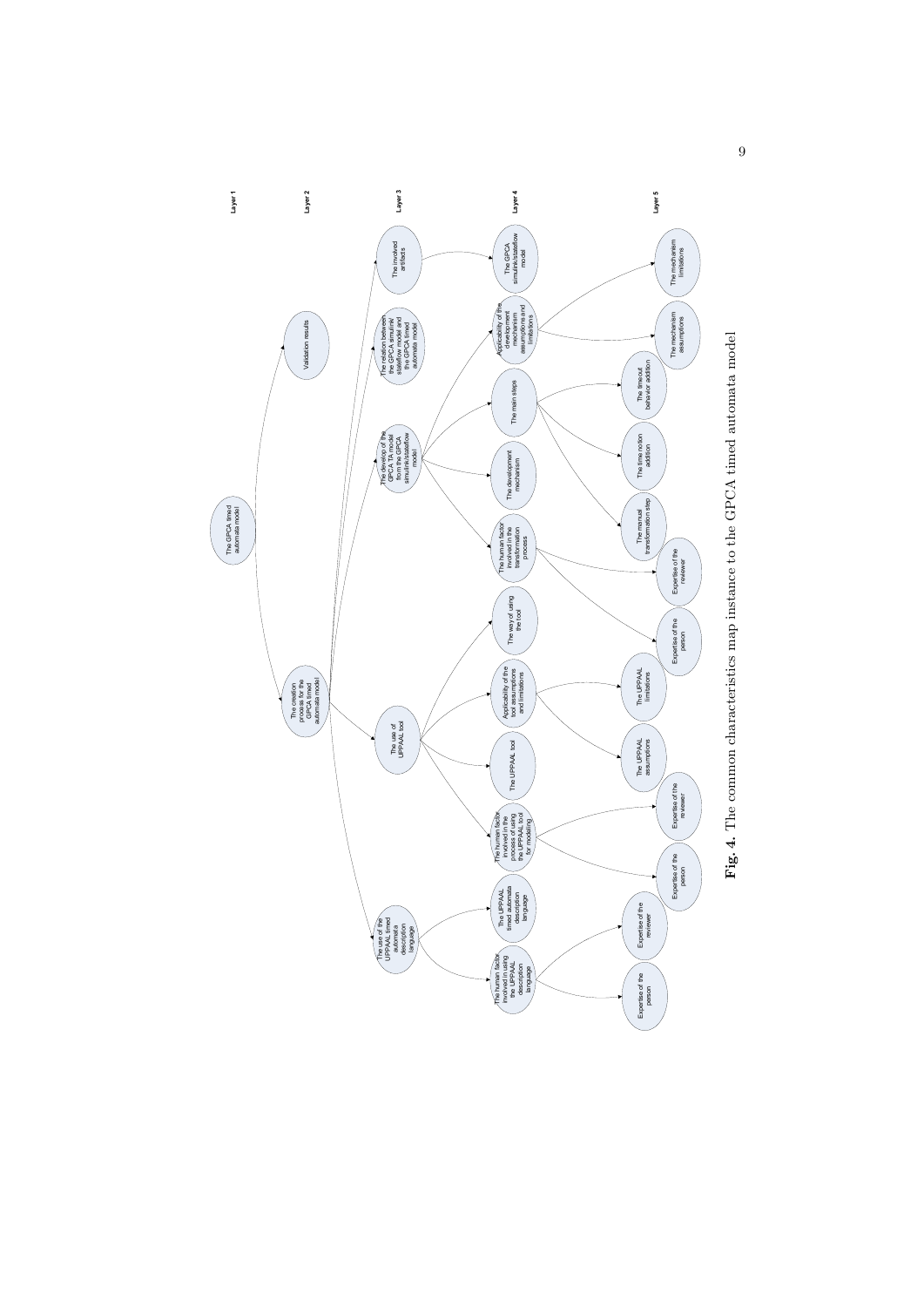**Fig. 4.** The common characteristics map instance to the GPCA timed automata model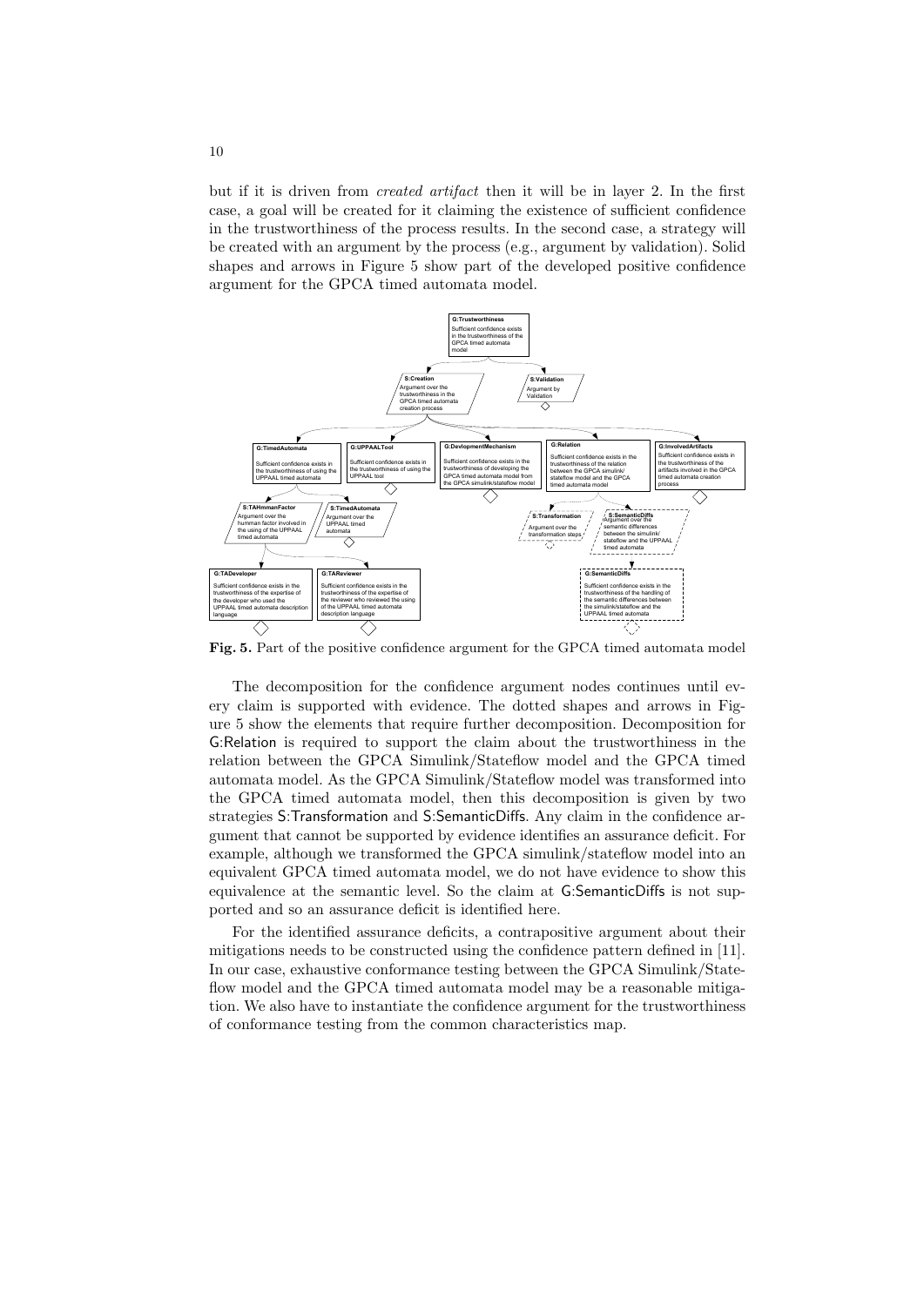but if it is driven from *created artifact* then it will be in layer 2. In the first case, a goal will be created for it claiming the existence of sufficient confidence in the trustworthiness of the process results. In the second case, a strategy will be created with an argument by the process (e.g., argument by validation). Solid shapes and arrows in Figure 5 show part of the developed positive confidence argument for the GPCA timed automata model.

G:Trustworthiness
Sufficient confidence exists in the trustworthiness of the GPCA timed automata model

S:Creation
Argument over the trustworthiness in the GPCA timed automata creation process

S:Validation
Argument by Validation

G:TimedAutomata
Sufficient confidence exists in the trustworthiness of using the UPPAAL timed automata

G:UPPAALTool
Sufficient confidence exists in the trustworthiness of using the UPPAAL tool

G:DevlopmentMechanism
Sufficient confidence exists in the trustworthiness of developing the GPCA timed automata model from the GPCA simulink/stateflow model

G:Relation
Sufficient confidence exists in the trustworthiness of the relation between the GPCA simulink/stateflow model and the GPCA timed automata model

G:InvolvedArtifacts
Sufficient confidence exists in the trustworthiness of the artifacts involved in the GPCA timed automata creation process

S:TAHmmanFactor
Argument over the humman factor involved in the using of the UPPAAL timed automata

S:TimedAutomata
Argument over the UPPAAL timed automata

S:Transformation
Argument over the transformation steps

S:SemanticDiffs
Argument over the semantic differences between the simulink/stateflow and the UPPAAL timed automata

G:TADeveloper
Sufficient confidence exists in the trustworthiness of the expertise of the developer who used the UPPAAL timed automata description language

G:TAReviewer
Sufficient confidence exists in the trustworthiness of the expertise of the reviewer who reviewed the using of the UPPAAL timed automata description language

G:SemanticDiffs
Sufficient confidence exists in the trustworthiness of the handling of the semantic differences between the simulink/stateflow and the UPPAAL timed automata

**Fig. 5.** Part of the positive confidence argument for the GPCA timed automata model

The decomposition for the confidence argument nodes continues until every claim is supported with evidence. The dotted shapes and arrows in Figure 5 show the elements that require further decomposition. Decomposition for G:Relation is required to support the claim about the trustworthiness in the relation between the GPCA Simulink/Stateflow model and the GPCA timed automata model. As the GPCA Simulink/Stateflow model was transformed into the GPCA timed automata model, then this decomposition is given by two strategies S:Transformation and S:SemanticDiffs. Any claim in the confidence argument that cannot be supported by evidence identifies an assurance deficit. For example, although we transformed the GPCA simulink/stateflow model into an equivalent GPCA timed automata model, we do not have evidence to show this equivalence at the semantic level. So the claim at G:SemanticDiffs is not supported and so an assurance deficit is identified here.

For the identified assurance deficits, a contrapositive argument about their mitigations needs to be constructed using the confidence pattern defined in [11]. In our case, exhaustive conformance testing between the GPCA Simulink/Stateflow model and the GPCA timed automata model may be a reasonable mitigation. We also have to instantiate the confidence argument for the trustworthiness of conformance testing from the common characteristics map.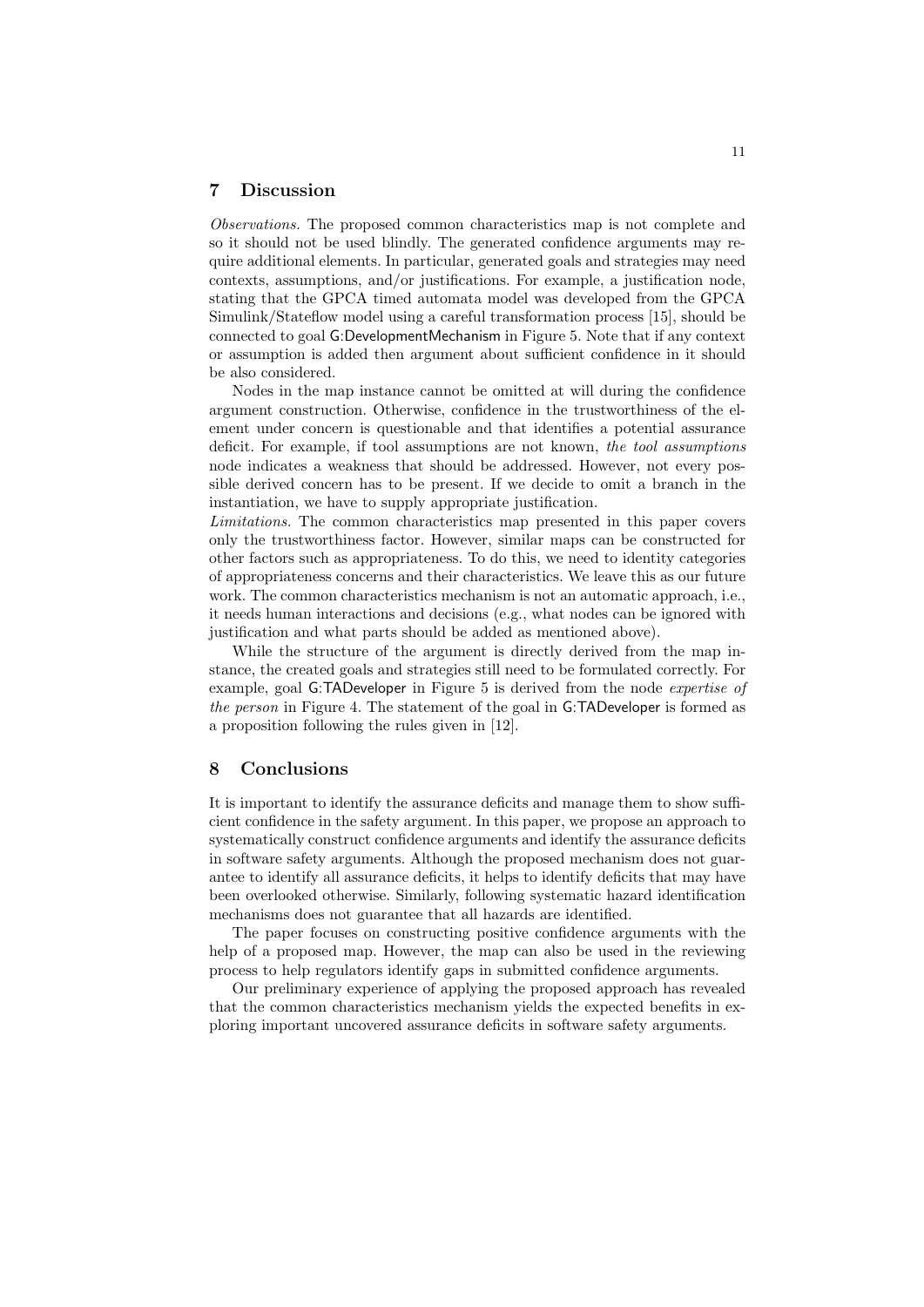## 7 Discussion

*Observations.* The proposed common characteristics map is not complete and so it should not be used blindly. The generated confidence arguments may require additional elements. In particular, generated goals and strategies may need contexts, assumptions, and/or justifications. For example, a justification node, stating that the GPCA timed automata model was developed from the GPCA Simulink/Stateflow model using a careful transformation process [15], should be connected to goal G:DevelopmentMechanism in Figure 5. Note that if any context or assumption is added then argument about sufficient confidence in it should be also considered.

Nodes in the map instance cannot be omitted at will during the confidence argument construction. Otherwise, confidence in the trustworthiness of the element under concern is questionable and that identifies a potential assurance deficit. For example, if tool assumptions are not known, *the tool assumptions* node indicates a weakness that should be addressed. However, not every possible derived concern has to be present. If we decide to omit a branch in the instantiation, we have to supply appropriate justification.

*Limitations.* The common characteristics map presented in this paper covers only the trustworthiness factor. However, similar maps can be constructed for other factors such as appropriateness. To do this, we need to identity categories of appropriateness concerns and their characteristics. We leave this as our future work. The common characteristics mechanism is not an automatic approach, i.e., it needs human interactions and decisions (e.g., what nodes can be ignored with justification and what parts should be added as mentioned above).

While the structure of the argument is directly derived from the map instance, the created goals and strategies still need to be formulated correctly. For example, goal G:TADeveloper in Figure 5 is derived from the node *expertise of the person* in Figure 4. The statement of the goal in G:TADeveloper is formed as a proposition following the rules given in [12].

## 8 Conclusions

It is important to identify the assurance deficits and manage them to show sufficient confidence in the safety argument. In this paper, we propose an approach to systematically construct confidence arguments and identify the assurance deficits in software safety arguments. Although the proposed mechanism does not guarantee to identify all assurance deficits, it helps to identify deficits that may have been overlooked otherwise. Similarly, following systematic hazard identification mechanisms does not guarantee that all hazards are identified.

The paper focuses on constructing positive confidence arguments with the help of a proposed map. However, the map can also be used in the reviewing process to help regulators identify gaps in submitted confidence arguments.

Our preliminary experience of applying the proposed approach has revealed that the common characteristics mechanism yields the expected benefits in exploring important uncovered assurance deficits in software safety arguments.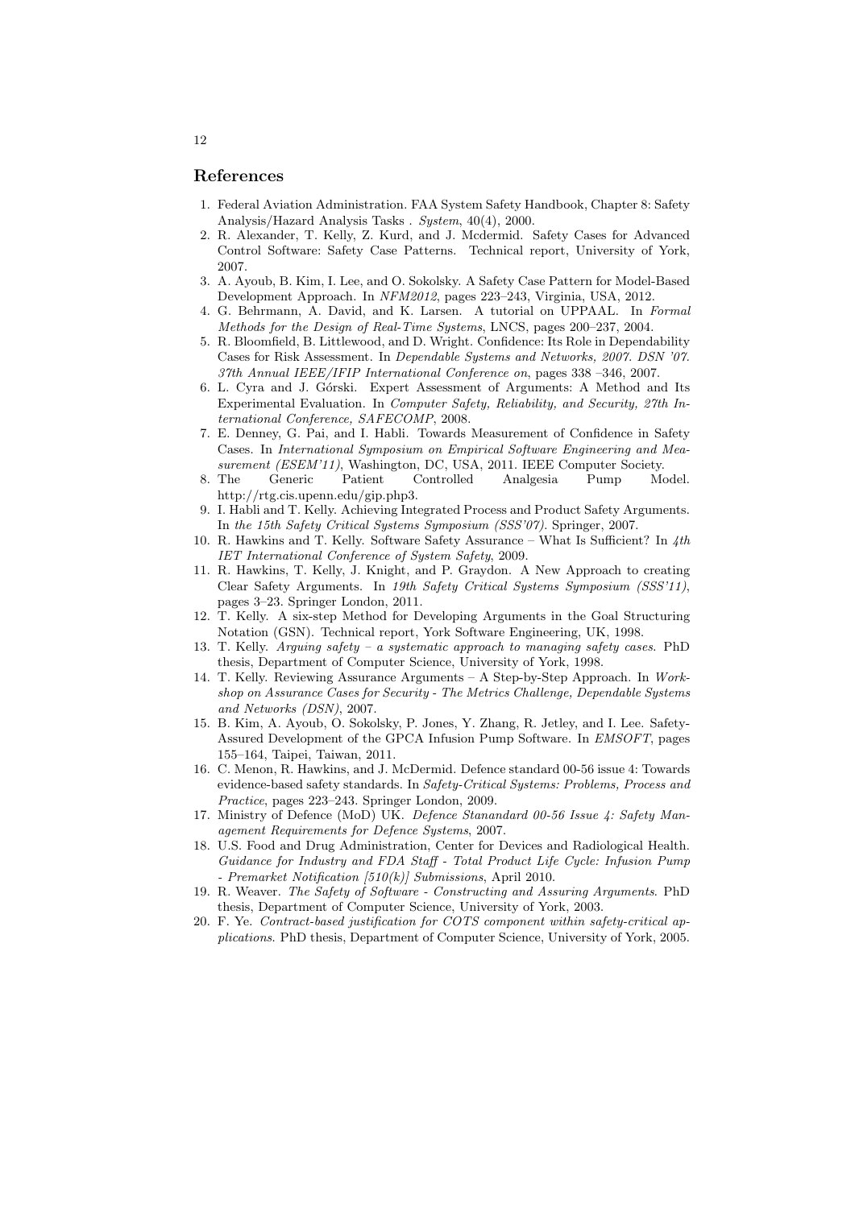## References

1. Federal Aviation Administration. FAA System Safety Handbook, Chapter 8: Safety Analysis/Hazard Analysis Tasks . *System*, 40(4), 2000.
2. R. Alexander, T. Kelly, Z. Kurd, and J. Mcdermid. Safety Cases for Advanced Control Software: Safety Case Patterns. Technical report, University of York, 2007.
3. A. Ayoub, B. Kim, I. Lee, and O. Sokolsky. A Safety Case Pattern for Model-Based Development Approach. In *NFM2012*, pages 223–243, Virginia, USA, 2012.
4. G. Behrmann, A. David, and K. Larsen. A tutorial on UPPAAL. In *Formal Methods for the Design of Real-Time Systems*, LNCS, pages 200–237, 2004.
5. R. Bloomfield, B. Littlewood, and D. Wright. Confidence: Its Role in Dependability Cases for Risk Assessment. In *Dependable Systems and Networks, 2007. DSN '07. 37th Annual IEEE/IFIP International Conference on*, pages 338 –346, 2007.
6. L. Cyra and J. Górski. Expert Assessment of Arguments: A Method and Its Experimental Evaluation. In *Computer Safety, Reliability, and Security, 27th International Conference, SAFECOMP*, 2008.
7. E. Denney, G. Pai, and I. Habli. Towards Measurement of Confidence in Safety Cases. In *International Symposium on Empirical Software Engineering and Measurement (ESEM'11)*, Washington, DC, USA, 2011. IEEE Computer Society.
8. The Generic Patient Controlled Analgesia Pump Model. http://rtg.cis.upenn.edu/gip.php3.
9. I. Habli and T. Kelly. Achieving Integrated Process and Product Safety Arguments. In *the 15th Safety Critical Systems Symposium (SSS'07)*. Springer, 2007.
10. R. Hawkins and T. Kelly. Software Safety Assurance – What Is Sufficient? In *4th IET International Conference of System Safety*, 2009.
11. R. Hawkins, T. Kelly, J. Knight, and P. Graydon. A New Approach to creating Clear Safety Arguments. In *19th Safety Critical Systems Symposium (SSS'11)*, pages 3–23. Springer London, 2011.
12. T. Kelly. A six-step Method for Developing Arguments in the Goal Structuring Notation (GSN). Technical report, York Software Engineering, UK, 1998.
13. T. Kelly. *Arguing safety – a systematic approach to managing safety cases*. PhD thesis, Department of Computer Science, University of York, 1998.
14. T. Kelly. Reviewing Assurance Arguments – A Step-by-Step Approach. In *Workshop on Assurance Cases for Security - The Metrics Challenge, Dependable Systems and Networks (DSN)*, 2007.
15. B. Kim, A. Ayoub, O. Sokolsky, P. Jones, Y. Zhang, R. Jetley, and I. Lee. Safety-Assured Development of the GPCA Infusion Pump Software. In *EMSOFT*, pages 155–164, Taipei, Taiwan, 2011.
16. C. Menon, R. Hawkins, and J. McDermid. Defence standard 00-56 issue 4: Towards evidence-based safety standards. In *Safety-Critical Systems: Problems, Process and Practice*, pages 223–243. Springer London, 2009.
17. Ministry of Defence (MoD) UK. *Defence Stanandard 00-56 Issue 4: Safety Management Requirements for Defence Systems*, 2007.
18. U.S. Food and Drug Administration, Center for Devices and Radiological Health. *Guidance for Industry and FDA Staff - Total Product Life Cycle: Infusion Pump - Premarket Notification [510(k)] Submissions*, April 2010.
19. R. Weaver. *The Safety of Software - Constructing and Assuring Arguments*. PhD thesis, Department of Computer Science, University of York, 2003.
20. F. Ye. *Contract-based justification for COTS component within safety-critical applications*. PhD thesis, Department of Computer Science, University of York, 2005.